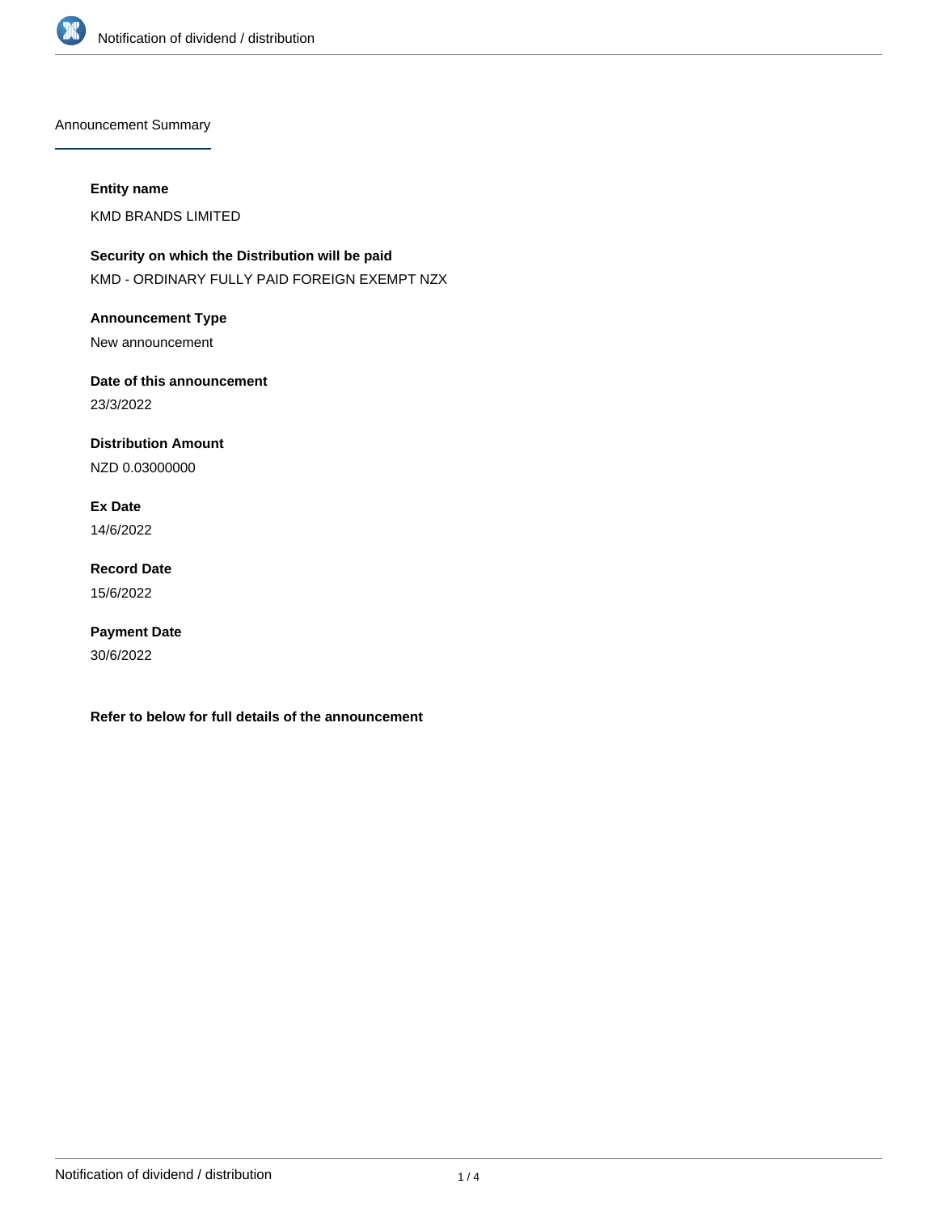## Announcement Summary

**Entity name**

KMD BRANDS LIMITED

**Security on which the Distribution will be paid**

KMD - ORDINARY FULLY PAID FOREIGN EXEMPT NZX

**Announcement Type**

New announcement

**Date of this announcement**

23/3/2022

**Distribution Amount**

NZD 0.03000000

**Ex Date**

14/6/2022

**Record Date**

15/6/2022

**Payment Date**

30/6/2022

**Refer to below for full details of the announcement**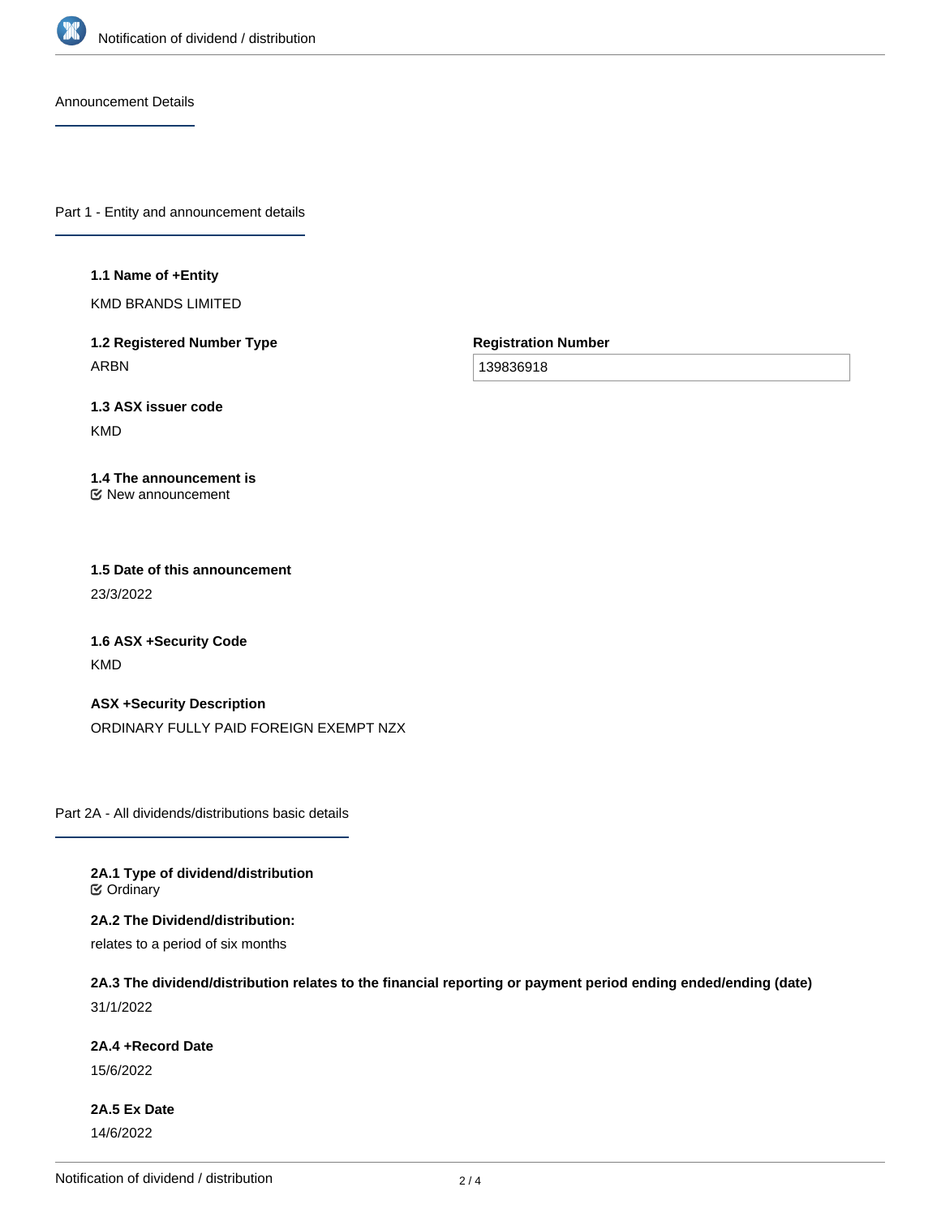## Announcement Details

### Part 1 - Entity and announcement details

**1.1 Name of +Entity**

KMD BRANDS LIMITED

**1.2 Registered Number Type**

ARBN

**Registration Number**

139836918

**1.3 ASX issuer code**

KMD

**1.4 The announcement is**

☑ New announcement

**1.5 Date of this announcement**

23/3/2022

**1.6 ASX +Security Code**

KMD

**ASX +Security Description**

ORDINARY FULLY PAID FOREIGN EXEMPT NZX

### Part 2A - All dividends/distributions basic details

**2A.1 Type of dividend/distribution**

☑ Ordinary

**2A.2 The Dividend/distribution:**

relates to a period of six months

**2A.3 The dividend/distribution relates to the financial reporting or payment period ending ended/ending (date)**

31/1/2022

**2A.4 +Record Date**

15/6/2022

**2A.5 Ex Date**

14/6/2022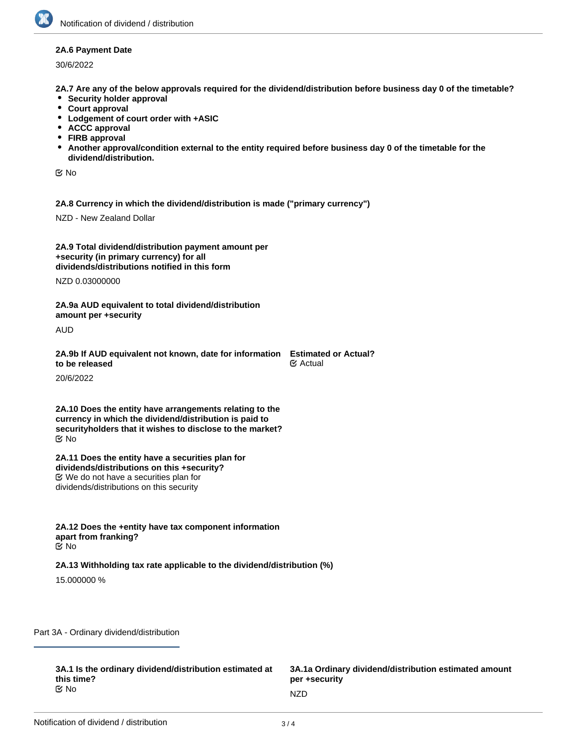**2A.6 Payment Date**

30/6/2022

**2A.7 Are any of the below approvals required for the dividend/distribution before business day 0 of the timetable?**

- **Security holder approval**
- **Court approval**
- **Lodgement of court order with +ASIC**
- **ACCC approval**
- **FIRB approval**
- **Another approval/condition external to the entity required before business day 0 of the timetable for the dividend/distribution.**

☑ No

**2A.8 Currency in which the dividend/distribution is made ("primary currency")**

NZD - New Zealand Dollar

**2A.9 Total dividend/distribution payment amount per +security (in primary currency) for all dividends/distributions notified in this form**

NZD 0.03000000

**2A.9a AUD equivalent to total dividend/distribution amount per +security**

AUD

**2A.9b If AUD equivalent not known, date for information to be released**

20/6/2022

**Estimated or Actual?**

☑ Actual

**2A.10 Does the entity have arrangements relating to the currency in which the dividend/distribution is paid to securityholders that it wishes to disclose to the market?**

☑ No

**2A.11 Does the entity have a securities plan for dividends/distributions on this +security?**

☑ We do not have a securities plan for dividends/distributions on this security

**2A.12 Does the +entity have tax component information apart from franking?**

☑ No

**2A.13 Withholding tax rate applicable to the dividend/distribution (%)**

15.000000 %

## Part 3A - Ordinary dividend/distribution

**3A.1 Is the ordinary dividend/distribution estimated at this time?**

☑ No

**3A.1a Ordinary dividend/distribution estimated amount per +security**

NZD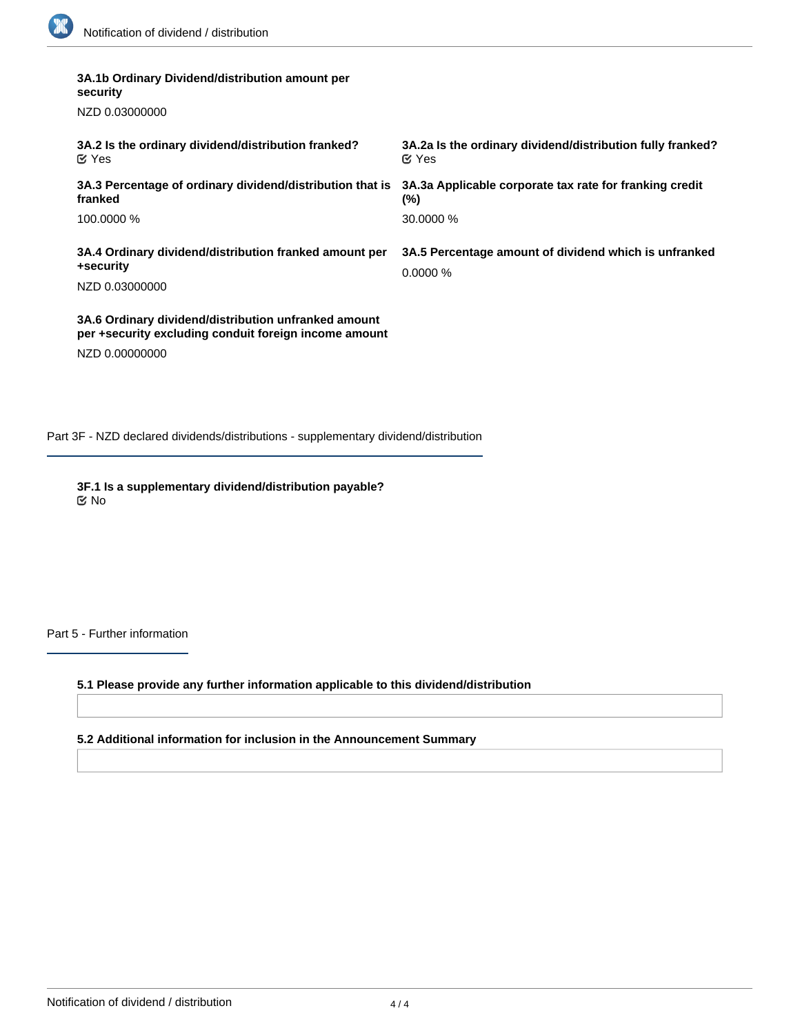**3A.1b Ordinary Dividend/distribution amount per security**

NZD 0.03000000

**3A.2 Is the ordinary dividend/distribution franked?**
☑ Yes

**3A.2a Is the ordinary dividend/distribution fully franked?**
☑ Yes

**3A.3 Percentage of ordinary dividend/distribution that is franked**

100.0000 %

**3A.3a Applicable corporate tax rate for franking credit (%)**

30.0000 %

**3A.4 Ordinary dividend/distribution franked amount per +security**

NZD 0.03000000

**3A.5 Percentage amount of dividend which is unfranked**

0.0000 %

**3A.6 Ordinary dividend/distribution unfranked amount per +security excluding conduit foreign income amount**

NZD 0.00000000

## Part 3F - NZD declared dividends/distributions - supplementary dividend/distribution

**3F.1 Is a supplementary dividend/distribution payable?**
☑ No

## Part 5 - Further information

**5.1 Please provide any further information applicable to this dividend/distribution**

**5.2 Additional information for inclusion in the Announcement Summary**